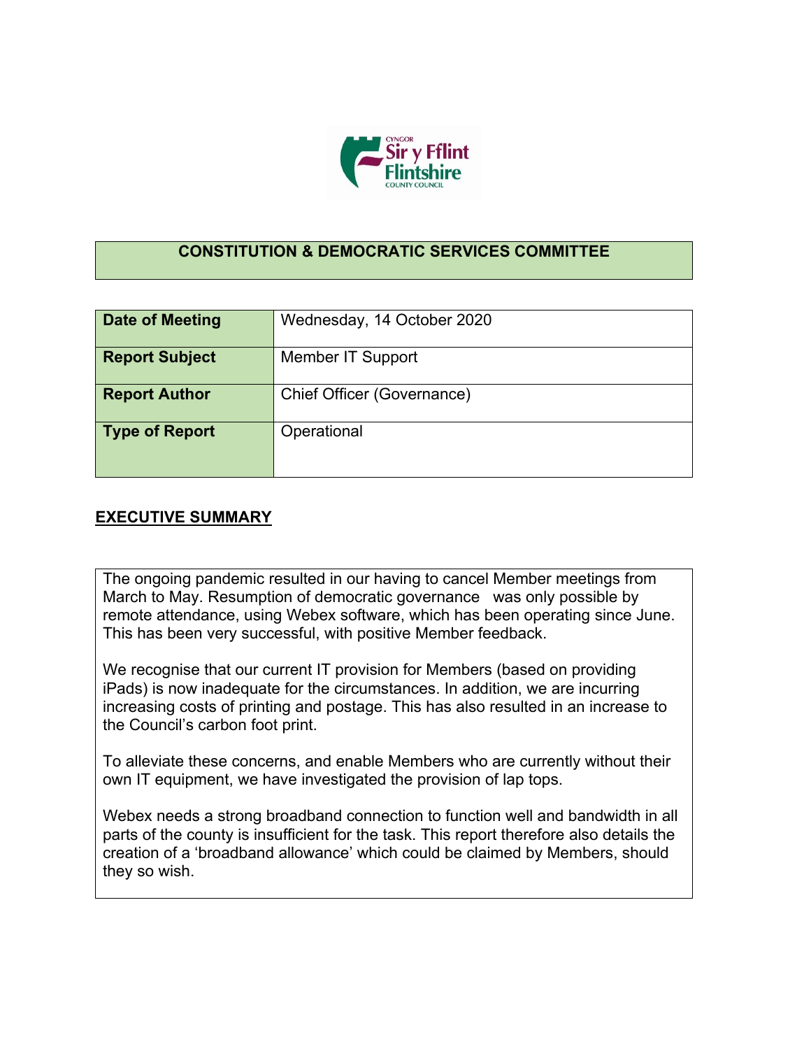# CONSTITUTION & DEMOCRATIC SERVICES COMMITTEE

| Date of Meeting | Wednesday, 14 October 2020 |
|---|---|
| Report Subject | Member IT Support |
| Report Author | Chief Officer (Governance) |
| Type of Report | Operational |

## EXECUTIVE SUMMARY

The ongoing pandemic resulted in our having to cancel Member meetings from March to May. Resumption of democratic governance was only possible by remote attendance, using Webex software, which has been operating since June. This has been very successful, with positive Member feedback.

We recognise that our current IT provision for Members (based on providing iPads) is now inadequate for the circumstances. In addition, we are incurring increasing costs of printing and postage. This has also resulted in an increase to the Council's carbon foot print.

To alleviate these concerns, and enable Members who are currently without their own IT equipment, we have investigated the provision of lap tops.

Webex needs a strong broadband connection to function well and bandwidth in all parts of the county is insufficient for the task. This report therefore also details the creation of a 'broadband allowance' which could be claimed by Members, should they so wish.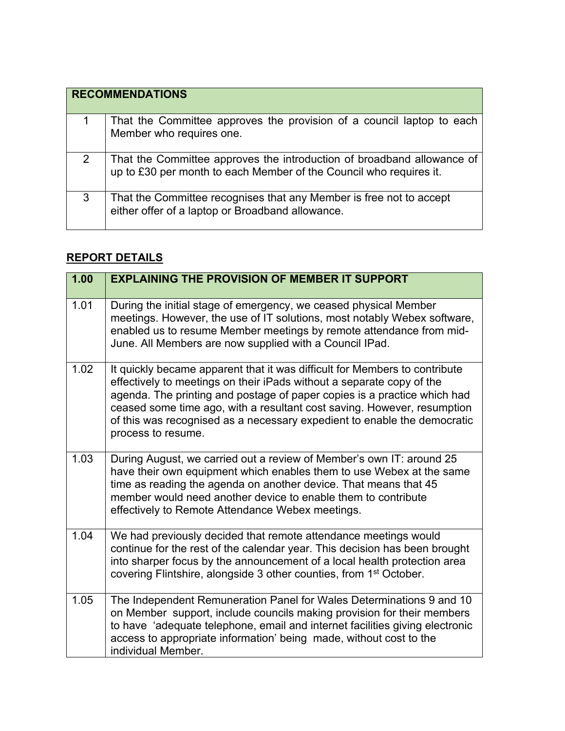| RECOMMENDATIONS | |
|---|---|
| 1 | That the Committee approves the provision of a council laptop to each Member who requires one. |
| 2 | That the Committee approves the introduction of broadband allowance of up to £30 per month to each Member of the Council who requires it. |
| 3 | That the Committee recognises that any Member is free not to accept either offer of a laptop or Broadband allowance. |

## REPORT DETAILS

| 1.00 | EXPLAINING THE PROVISION OF MEMBER IT SUPPORT |
|---|---|
| 1.01 | During the initial stage of emergency, we ceased physical Member meetings. However, the use of IT solutions, most notably Webex software, enabled us to resume Member meetings by remote attendance from mid-June. All Members are now supplied with a Council IPad. |
| 1.02 | It quickly became apparent that it was difficult for Members to contribute effectively to meetings on their iPads without a separate copy of the agenda. The printing and postage of paper copies is a practice which had ceased some time ago, with a resultant cost saving. However, resumption of this was recognised as a necessary expedient to enable the democratic process to resume. |
| 1.03 | During August, we carried out a review of Member's own IT: around 25 have their own equipment which enables them to use Webex at the same time as reading the agenda on another device. That means that 45 member would need another device to enable them to contribute effectively to Remote Attendance Webex meetings. |
| 1.04 | We had previously decided that remote attendance meetings would continue for the rest of the calendar year. This decision has been brought into sharper focus by the announcement of a local health protection area covering Flintshire, alongside 3 other counties, from 1st October. |
| 1.05 | The Independent Remuneration Panel for Wales Determinations 9 and 10 on Member support, include councils making provision for their members to have 'adequate telephone, email and internet facilities giving electronic access to appropriate information' being made, without cost to the individual Member. |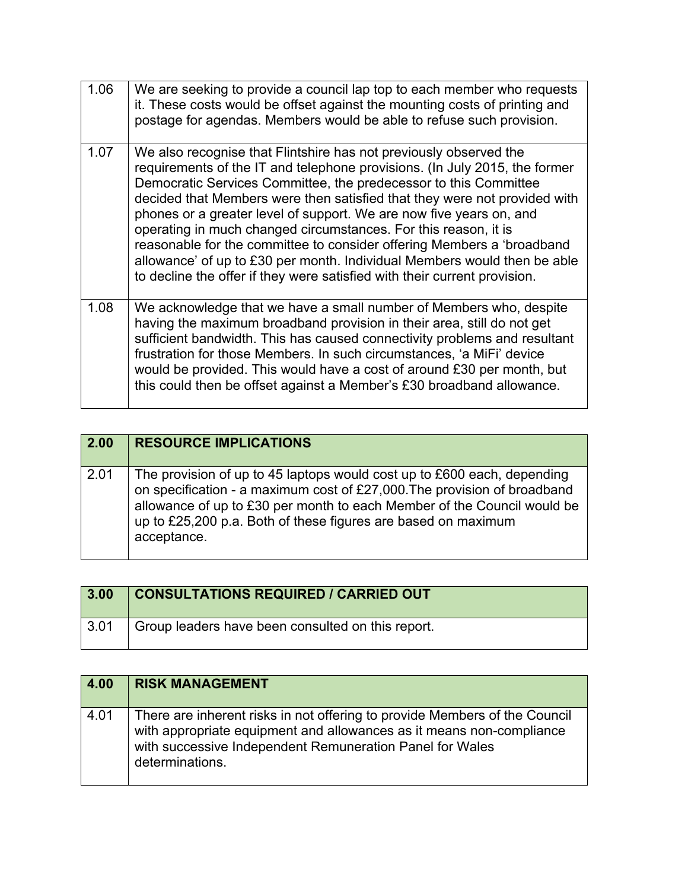| | |
|---|---|
| 1.06 | We are seeking to provide a council lap top to each member who requests it. These costs would be offset against the mounting costs of printing and postage for agendas. Members would be able to refuse such provision. |
| 1.07 | We also recognise that Flintshire has not previously observed the requirements of the IT and telephone provisions. (In July 2015, the former Democratic Services Committee, the predecessor to this Committee decided that Members were then satisfied that they were not provided with phones or a greater level of support. We are now five years on, and operating in much changed circumstances. For this reason, it is reasonable for the committee to consider offering Members a 'broadband allowance' of up to £30 per month. Individual Members would then be able to decline the offer if they were satisfied with their current provision. |
| 1.08 | We acknowledge that we have a small number of Members who, despite having the maximum broadband provision in their area, still do not get sufficient bandwidth. This has caused connectivity problems and resultant frustration for those Members. In such circumstances, 'a MiFi' device would be provided. This would have a cost of around £30 per month, but this could then be offset against a Member's £30 broadband allowance. |

| **2.00** | **RESOURCE IMPLICATIONS** |
|---|---|
| 2.01 | The provision of up to 45 laptops would cost up to £600 each, depending on specification - a maximum cost of £27,000.The provision of broadband allowance of up to £30 per month to each Member of the Council would be up to £25,200 p.a. Both of these figures are based on maximum acceptance. |

| **3.00** | **CONSULTATIONS REQUIRED / CARRIED OUT** |
|---|---|
| 3.01 | Group leaders have been consulted on this report. |

| **4.00** | **RISK MANAGEMENT** |
|---|---|
| 4.01 | There are inherent risks in not offering to provide Members of the Council with appropriate equipment and allowances as it means non-compliance with successive Independent Remuneration Panel for Wales determinations. |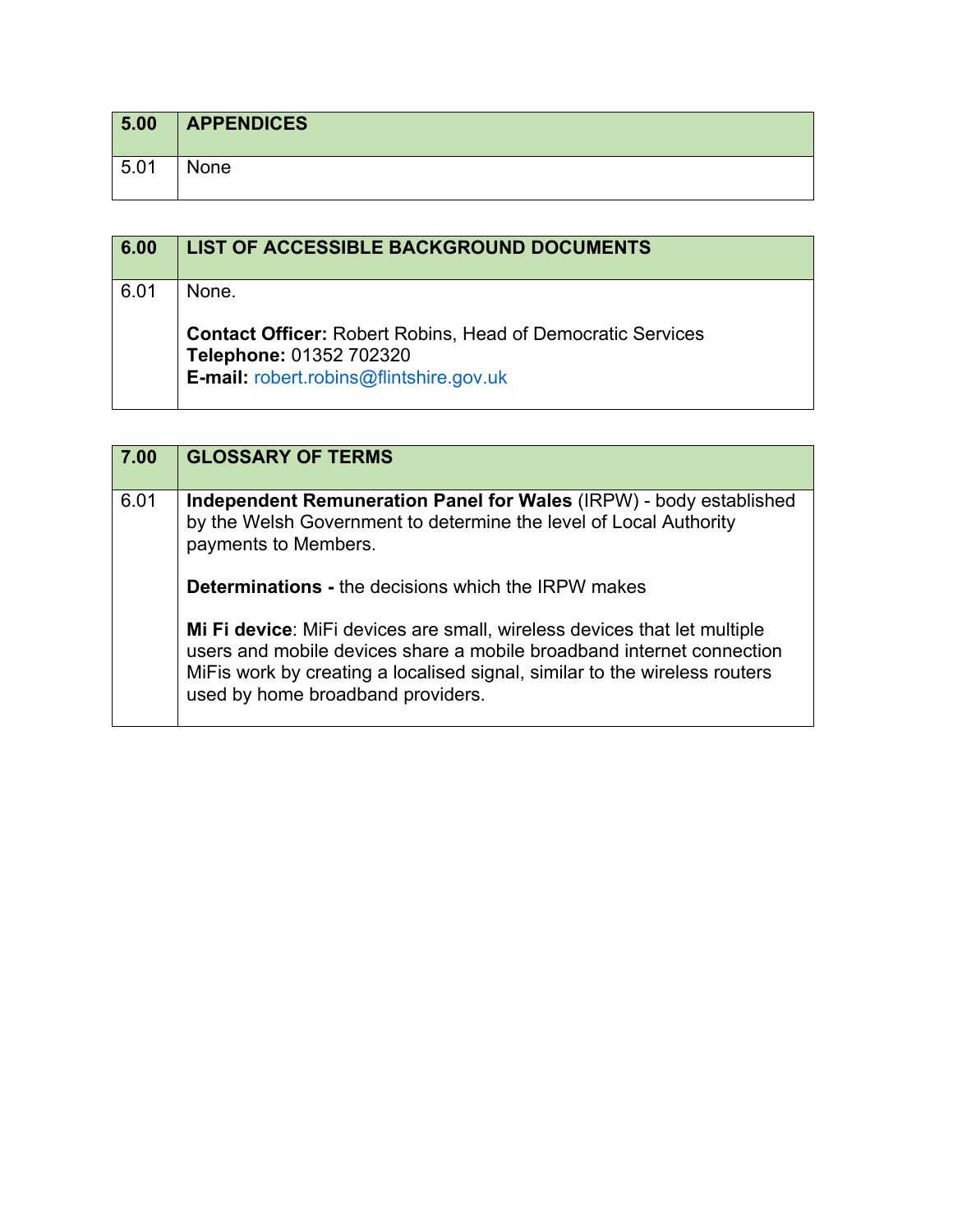| 5.00 | APPENDICES |
| --- | --- |
| 5.01 | None |

| 6.00 | LIST OF ACCESSIBLE BACKGROUND DOCUMENTS |
| --- | --- |
| 6.01 | None.<br><br>**Contact Officer:** Robert Robins, Head of Democratic Services<br>**Telephone:** 01352 702320<br>**E-mail:** robert.robins@flintshire.gov.uk |

| 7.00 | GLOSSARY OF TERMS |
| --- | --- |
| 6.01 | **Independent Remuneration Panel for Wales** (IRPW) - body established by the Welsh Government to determine the level of Local Authority payments to Members.<br><br>**Determinations -** the decisions which the IRPW makes<br><br>**Mi Fi device**: MiFi devices are small, wireless devices that let multiple users and mobile devices share a mobile broadband internet connection MiFis work by creating a localised signal, similar to the wireless routers used by home broadband providers. |